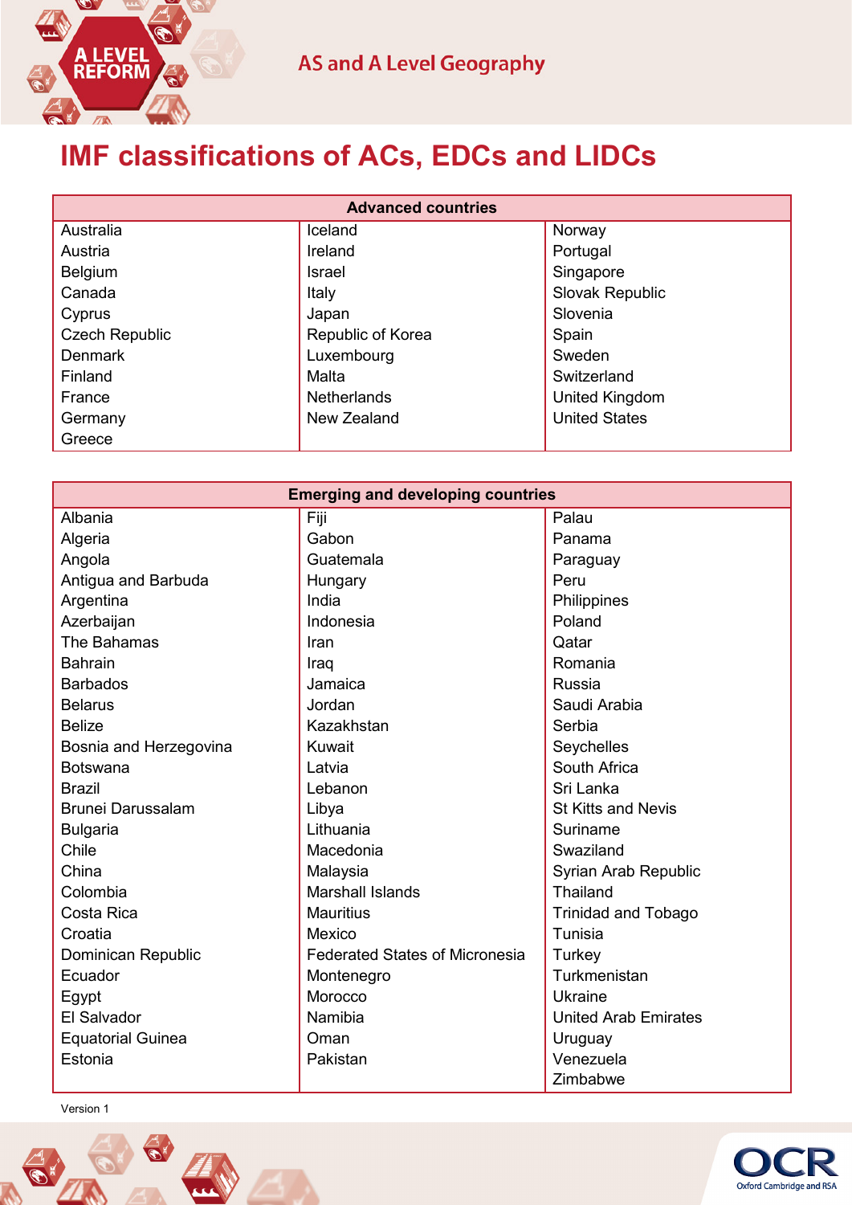# IMF classifications of ACs, EDCs and LIDCs

| Advanced countries | | |
|---|---|---|
| Australia | Iceland | Norway |
| Austria | Ireland | Portugal |
| Belgium | Israel | Singapore |
| Canada | Italy | Slovak Republic |
| Cyprus | Japan | Slovenia |
| Czech Republic | Republic of Korea | Spain |
| Denmark | Luxembourg | Sweden |
| Finland | Malta | Switzerland |
| France | Netherlands | United Kingdom |
| Germany | New Zealand | United States |
| Greece | | |

| Emerging and developing countries | | |
|---|---|---|
| Albania | Fiji | Palau |
| Algeria | Gabon | Panama |
| Angola | Guatemala | Paraguay |
| Antigua and Barbuda | Hungary | Peru |
| Argentina | India | Philippines |
| Azerbaijan | Indonesia | Poland |
| The Bahamas | Iran | Qatar |
| Bahrain | Iraq | Romania |
| Barbados | Jamaica | Russia |
| Belarus | Jordan | Saudi Arabia |
| Belize | Kazakhstan | Serbia |
| Bosnia and Herzegovina | Kuwait | Seychelles |
| Botswana | Latvia | South Africa |
| Brazil | Lebanon | Sri Lanka |
| Brunei Darussalam | Libya | St Kitts and Nevis |
| Bulgaria | Lithuania | Suriname |
| Chile | Macedonia | Swaziland |
| China | Malaysia | Syrian Arab Republic |
| Colombia | Marshall Islands | Thailand |
| Costa Rica | Mauritius | Trinidad and Tobago |
| Croatia | Mexico | Tunisia |
| Dominican Republic | Federated States of Micronesia | Turkey |
| Ecuador | Montenegro | Turkmenistan |
| Egypt | Morocco | Ukraine |
| El Salvador | Namibia | United Arab Emirates |
| Equatorial Guinea | Oman | Uruguay |
| Estonia | Pakistan | Venezuela |
| | | Zimbabwe |

Version 1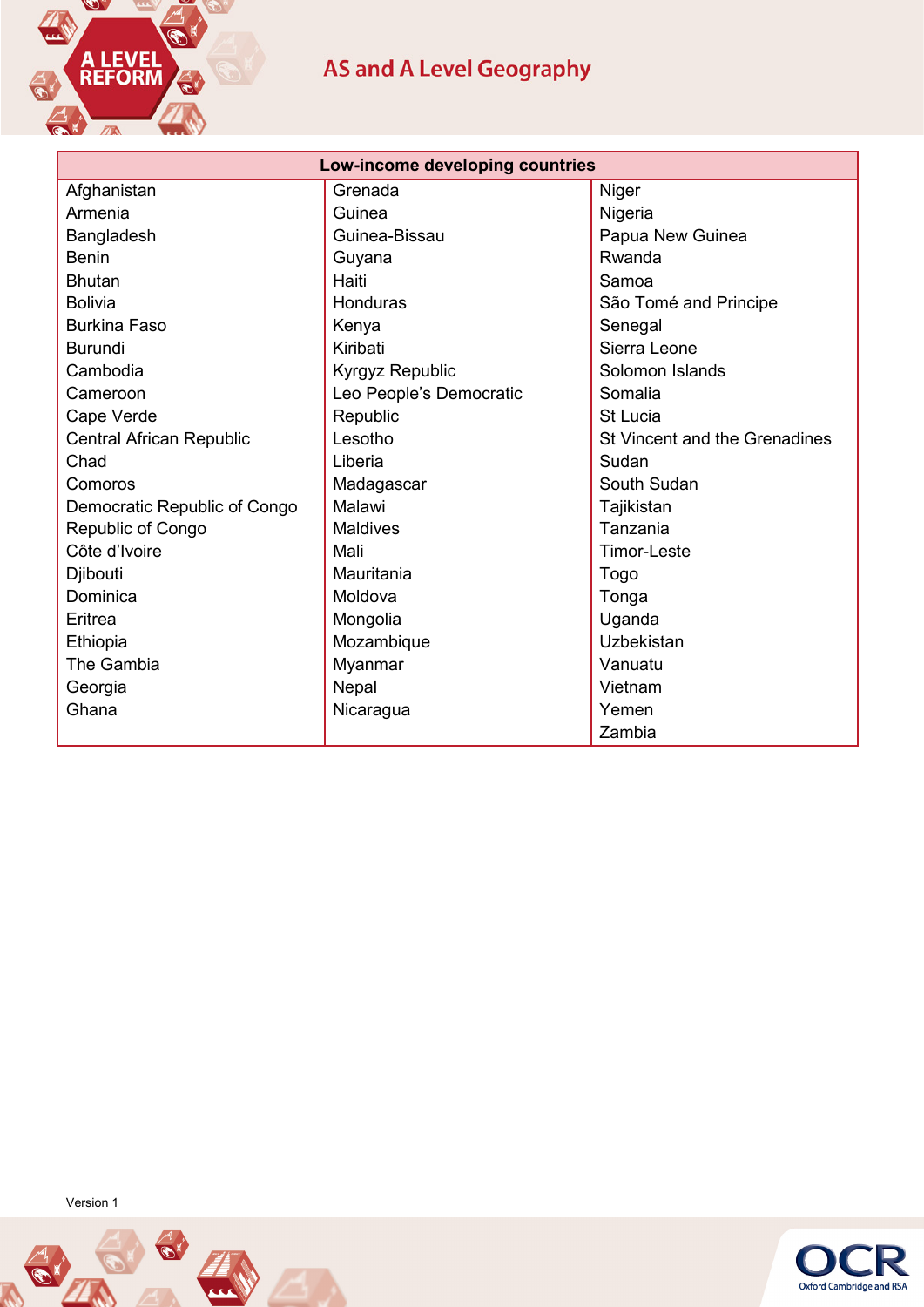| Low-income developing countries | | |
|---|---|---|
| Afghanistan | Grenada | Niger |
| Armenia | Guinea | Nigeria |
| Bangladesh | Guinea-Bissau | Papua New Guinea |
| Benin | Guyana | Rwanda |
| Bhutan | Haiti | Samoa |
| Bolivia | Honduras | São Tomé and Principe |
| Burkina Faso | Kenya | Senegal |
| Burundi | Kiribati | Sierra Leone |
| Cambodia | Kyrgyz Republic | Solomon Islands |
| Cameroon | Leo People's Democratic Republic | Somalia |
| Cape Verde | Lesotho | St Lucia |
| Central African Republic | Liberia | St Vincent and the Grenadines |
| Chad | Madagascar | Sudan |
| Comoros | Malawi | South Sudan |
| Democratic Republic of Congo | Maldives | Tajikistan |
| Republic of Congo | Mali | Tanzania |
| Côte d'Ivoire | Mauritania | Timor-Leste |
| Djibouti | Moldova | Togo |
| Dominica | Mongolia | Tonga |
| Eritrea | Mozambique | Uganda |
| Ethiopia | Myanmar | Uzbekistan |
| The Gambia | Nepal | Vanuatu |
| Georgia | Nicaragua | Vietnam |
| Ghana | | Yemen |
| | | Zambia |

Version 1